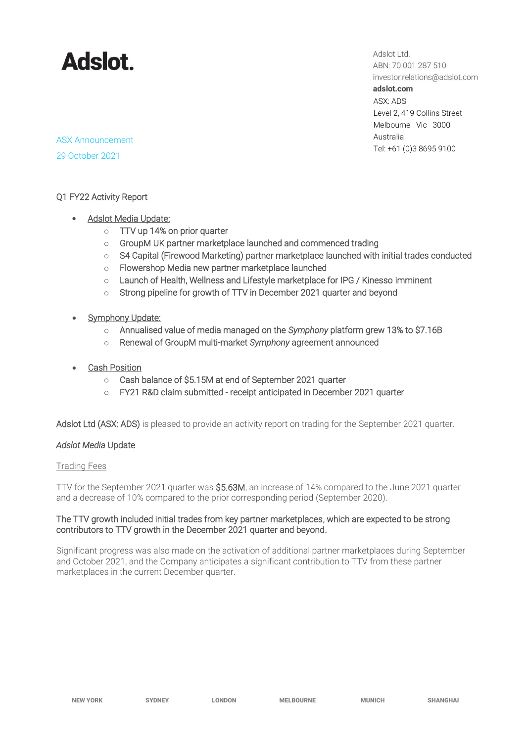# Adslot.

Adslot Ltd.
ABN: 70 001 287 510
investor.relations@adslot.com
**adslot.com**
ASX: ADS
Level 2, 419 Collins Street
Melbourne Vic 3000
Australia
Tel: +61 (0)3 8695 9100

ASX Announcement

29 October 2021

Q1 FY22 Activity Report

- Adslot Media Update:
  - TTV up 14% on prior quarter
  - GroupM UK partner marketplace launched and commenced trading
  - S4 Capital (Firewood Marketing) partner marketplace launched with initial trades conducted
  - Flowershop Media new partner marketplace launched
  - Launch of Health, Wellness and Lifestyle marketplace for IPG / Kinesso imminent
  - Strong pipeline for growth of TTV in December 2021 quarter and beyond
- Symphony Update:
  - Annualised value of media managed on the *Symphony* platform grew 13% to $7.16B
  - Renewal of GroupM multi-market *Symphony* agreement announced
- Cash Position
  - Cash balance of $5.15M at end of September 2021 quarter
  - FY21 R&D claim submitted - receipt anticipated in December 2021 quarter

Adslot Ltd (ASX: ADS) is pleased to provide an activity report on trading for the September 2021 quarter.

*Adslot Media* Update

Trading Fees

TTV for the September 2021 quarter was $5.63M, an increase of 14% compared to the June 2021 quarter and a decrease of 10% compared to the prior corresponding period (September 2020).

The TTV growth included initial trades from key partner marketplaces, which are expected to be strong contributors to TTV growth in the December 2021 quarter and beyond.

Significant progress was also made on the activation of additional partner marketplaces during September and October 2021, and the Company anticipates a significant contribution to TTV from these partner marketplaces in the current December quarter.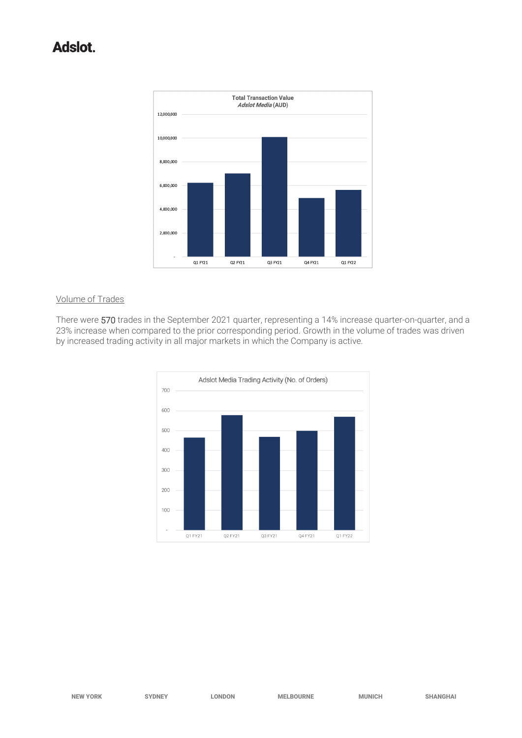Total Transaction Value
*Adslot Media* (AUD)

Volume of Trades

There were 570 trades in the September 2021 quarter, representing a 14% increase quarter-on-quarter, and a 23% increase when compared to the prior corresponding period. Growth in the volume of trades was driven by increased trading activity in all major markets in which the Company is active.

Adslot Media Trading Activity (No. of Orders)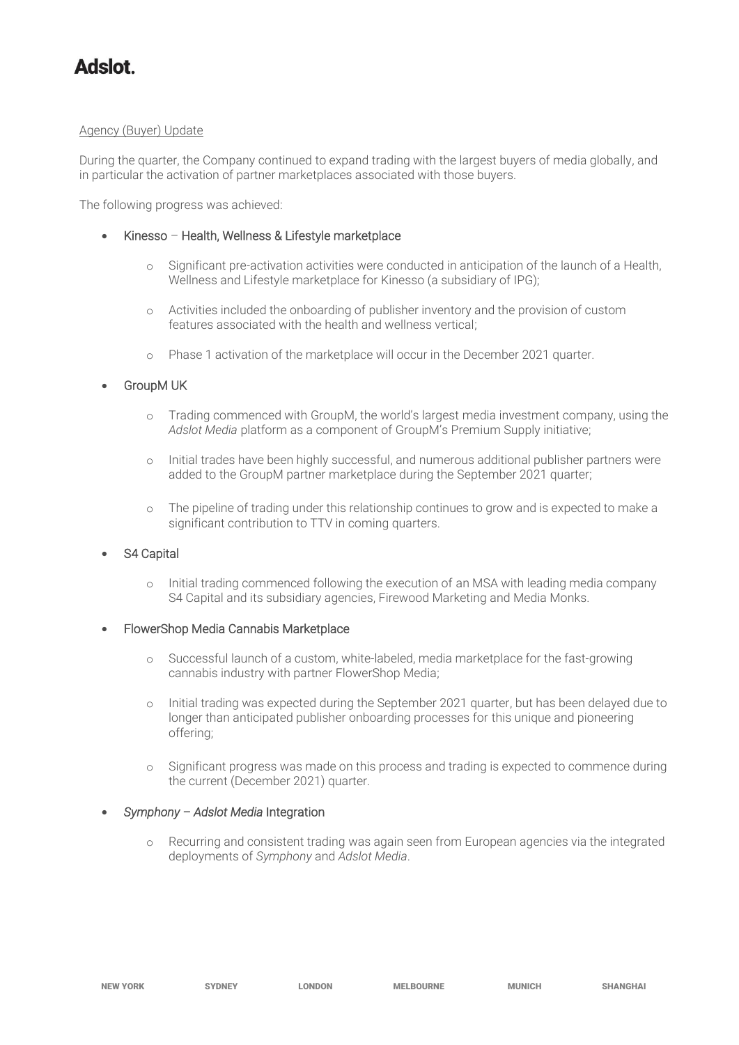Agency (Buyer) Update

During the quarter, the Company continued to expand trading with the largest buyers of media globally, and in particular the activation of partner marketplaces associated with those buyers.

The following progress was achieved:

- Kinesso – Health, Wellness & Lifestyle marketplace
  - Significant pre-activation activities were conducted in anticipation of the launch of a Health, Wellness and Lifestyle marketplace for Kinesso (a subsidiary of IPG);
  - Activities included the onboarding of publisher inventory and the provision of custom features associated with the health and wellness vertical;
  - Phase 1 activation of the marketplace will occur in the December 2021 quarter.
- GroupM UK
  - Trading commenced with GroupM, the world's largest media investment company, using the *Adslot Media* platform as a component of GroupM's Premium Supply initiative;
  - Initial trades have been highly successful, and numerous additional publisher partners were added to the GroupM partner marketplace during the September 2021 quarter;
  - The pipeline of trading under this relationship continues to grow and is expected to make a significant contribution to TTV in coming quarters.
- S4 Capital
  - Initial trading commenced following the execution of an MSA with leading media company S4 Capital and its subsidiary agencies, Firewood Marketing and Media Monks.
- FlowerShop Media Cannabis Marketplace
  - Successful launch of a custom, white-labeled, media marketplace for the fast-growing cannabis industry with partner FlowerShop Media;
  - Initial trading was expected during the September 2021 quarter, but has been delayed due to longer than anticipated publisher onboarding processes for this unique and pioneering offering;
  - Significant progress was made on this process and trading is expected to commence during the current (December 2021) quarter.
- *Symphony – Adslot Media* Integration
  - Recurring and consistent trading was again seen from European agencies via the integrated deployments of *Symphony* and *Adslot Media*.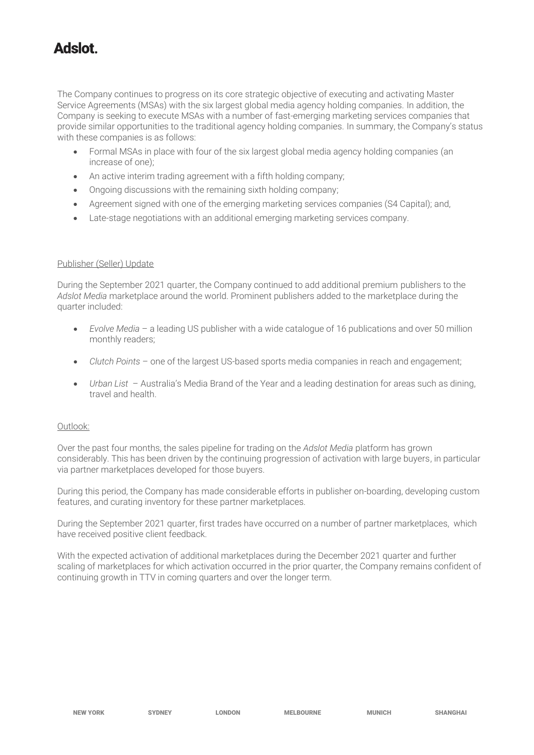The Company continues to progress on its core strategic objective of executing and activating Master Service Agreements (MSAs) with the six largest global media agency holding companies. In addition, the Company is seeking to execute MSAs with a number of fast-emerging marketing services companies that provide similar opportunities to the traditional agency holding companies. In summary, the Company's status with these companies is as follows:

- Formal MSAs in place with four of the six largest global media agency holding companies (an increase of one);
- An active interim trading agreement with a fifth holding company;
- Ongoing discussions with the remaining sixth holding company;
- Agreement signed with one of the emerging marketing services companies (S4 Capital); and,
- Late-stage negotiations with an additional emerging marketing services company.

Publisher (Seller) Update

During the September 2021 quarter, the Company continued to add additional premium publishers to the *Adslot Media* marketplace around the world. Prominent publishers added to the marketplace during the quarter included:

- *Evolve Media* – a leading US publisher with a wide catalogue of 16 publications and over 50 million monthly readers;
- *Clutch Points* – one of the largest US-based sports media companies in reach and engagement;
- *Urban List* – Australia's Media Brand of the Year and a leading destination for areas such as dining, travel and health.

Outlook:

Over the past four months, the sales pipeline for trading on the *Adslot Media* platform has grown considerably. This has been driven by the continuing progression of activation with large buyers, in particular via partner marketplaces developed for those buyers.

During this period, the Company has made considerable efforts in publisher on-boarding, developing custom features, and curating inventory for these partner marketplaces.

During the September 2021 quarter, first trades have occurred on a number of partner marketplaces, which have received positive client feedback.

With the expected activation of additional marketplaces during the December 2021 quarter and further scaling of marketplaces for which activation occurred in the prior quarter, the Company remains confident of continuing growth in TTV in coming quarters and over the longer term.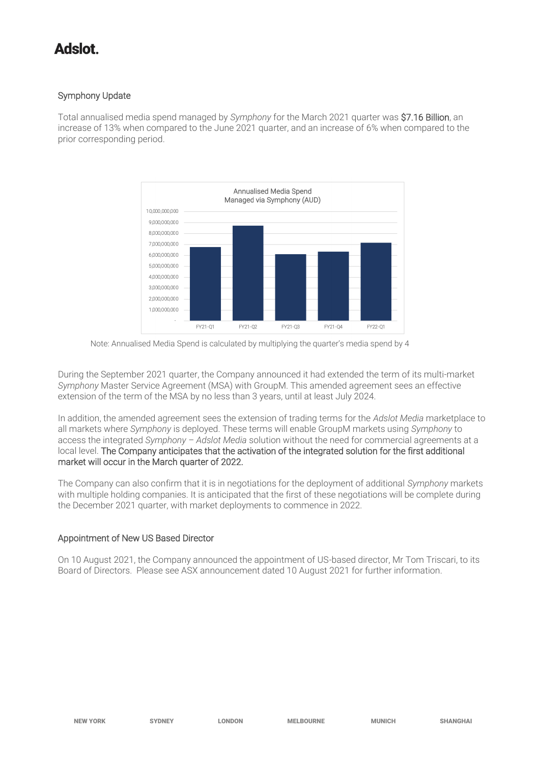## Symphony Update

Total annualised media spend managed by *Symphony* for the March 2021 quarter was $7.16 Billion, an increase of 13% when compared to the June 2021 quarter, and an increase of 6% when compared to the prior corresponding period.

Note: Annualised Media Spend is calculated by multiplying the quarter's media spend by 4

During the September 2021 quarter, the Company announced it had extended the term of its multi-market *Symphony* Master Service Agreement (MSA) with GroupM. This amended agreement sees an effective extension of the term of the MSA by no less than 3 years, until at least July 2024.

In addition, the amended agreement sees the extension of trading terms for the *Adslot Media* marketplace to all markets where *Symphony* is deployed. These terms will enable GroupM markets using *Symphony* to access the integrated *Symphony – Adslot Media* solution without the need for commercial agreements at a local level. The Company anticipates that the activation of the integrated solution for the first additional market will occur in the March quarter of 2022.

The Company can also confirm that it is in negotiations for the deployment of additional *Symphony* markets with multiple holding companies. It is anticipated that the first of these negotiations will be complete during the December 2021 quarter, with market deployments to commence in 2022.

## Appointment of New US Based Director

On 10 August 2021, the Company announced the appointment of US-based director, Mr Tom Triscari, to its Board of Directors. Please see ASX announcement dated 10 August 2021 for further information.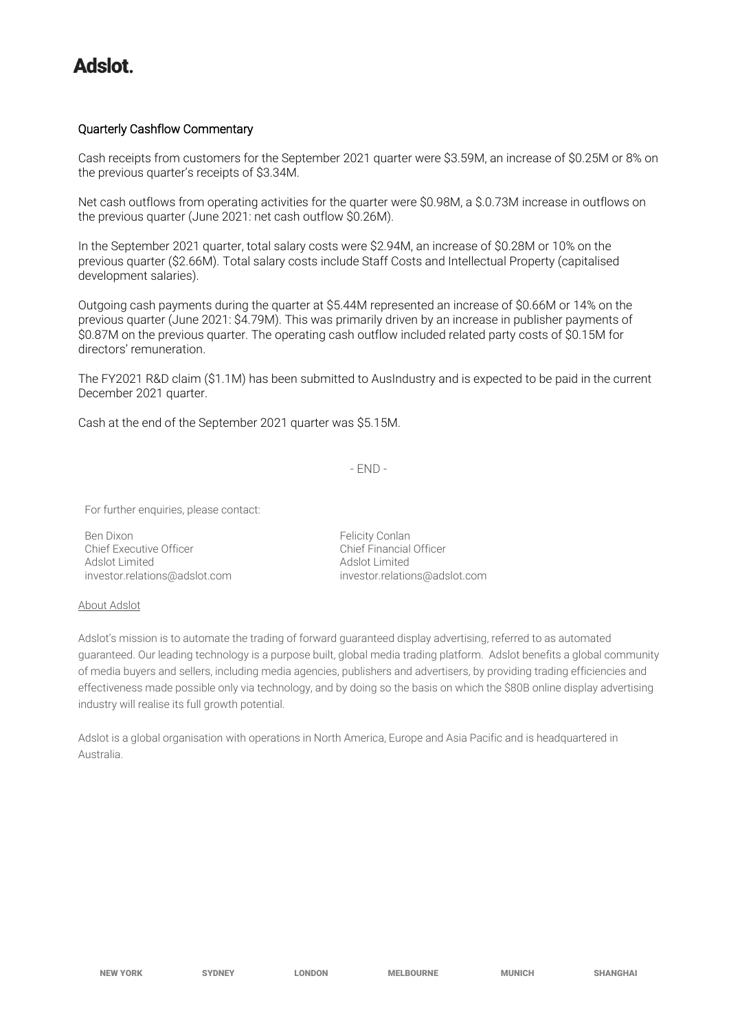# Adslot.

## Quarterly Cashflow Commentary

Cash receipts from customers for the September 2021 quarter were $3.59M, an increase of $0.25M or 8% on the previous quarter's receipts of $3.34M.

Net cash outflows from operating activities for the quarter were $0.98M, a $.0.73M increase in outflows on the previous quarter (June 2021: net cash outflow $0.26M).

In the September 2021 quarter, total salary costs were $2.94M, an increase of $0.28M or 10% on the previous quarter ($2.66M). Total salary costs include Staff Costs and Intellectual Property (capitalised development salaries).

Outgoing cash payments during the quarter at $5.44M represented an increase of $0.66M or 14% on the previous quarter (June 2021: $4.79M). This was primarily driven by an increase in publisher payments of $0.87M on the previous quarter. The operating cash outflow included related party costs of $0.15M for directors' remuneration.

The FY2021 R&D claim ($1.1M) has been submitted to AusIndustry and is expected to be paid in the current December 2021 quarter.

Cash at the end of the September 2021 quarter was $5.15M.

- END -

For further enquiries, please contact:

Ben Dixon
Chief Executive Officer
Adslot Limited
investor.relations@adslot.com

Felicity Conlan
Chief Financial Officer
Adslot Limited
investor.relations@adslot.com

About Adslot

Adslot's mission is to automate the trading of forward guaranteed display advertising, referred to as automated guaranteed. Our leading technology is a purpose built, global media trading platform. Adslot benefits a global community of media buyers and sellers, including media agencies, publishers and advertisers, by providing trading efficiencies and effectiveness made possible only via technology, and by doing so the basis on which the $80B online display advertising industry will realise its full growth potential.

Adslot is a global organisation with operations in North America, Europe and Asia Pacific and is headquartered in Australia.

NEW YORK SYDNEY LONDON MELBOURNE MUNICH SHANGHAI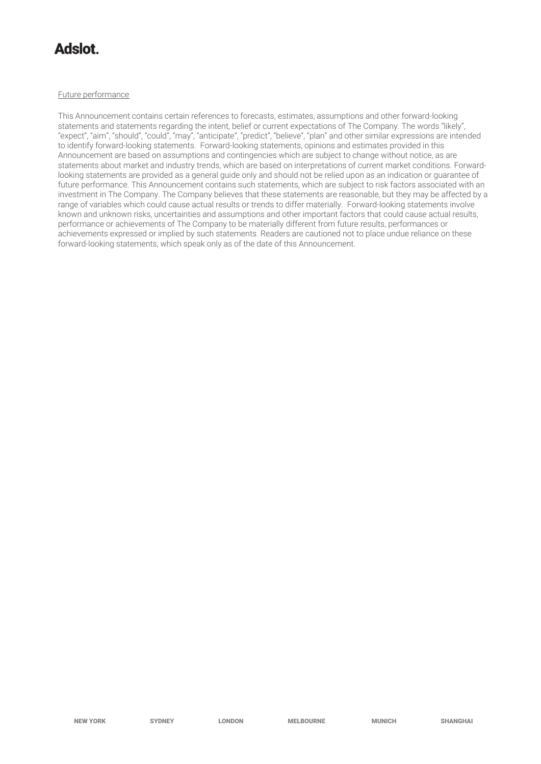Future performance

This Announcement contains certain references to forecasts, estimates, assumptions and other forward-looking statements and statements regarding the intent, belief or current expectations of The Company. The words "likely", "expect", "aim", "should", "could", "may", "anticipate", "predict", "believe", "plan" and other similar expressions are intended to identify forward-looking statements. Forward-looking statements, opinions and estimates provided in this Announcement are based on assumptions and contingencies which are subject to change without notice, as are statements about market and industry trends, which are based on interpretations of current market conditions. Forward-looking statements are provided as a general guide only and should not be relied upon as an indication or guarantee of future performance. This Announcement contains such statements, which are subject to risk factors associated with an investment in The Company. The Company believes that these statements are reasonable, but they may be affected by a range of variables which could cause actual results or trends to differ materially. Forward-looking statements involve known and unknown risks, uncertainties and assumptions and other important factors that could cause actual results, performance or achievements of The Company to be materially different from future results, performances or achievements expressed or implied by such statements. Readers are cautioned not to place undue reliance on these forward-looking statements, which speak only as of the date of this Announcement.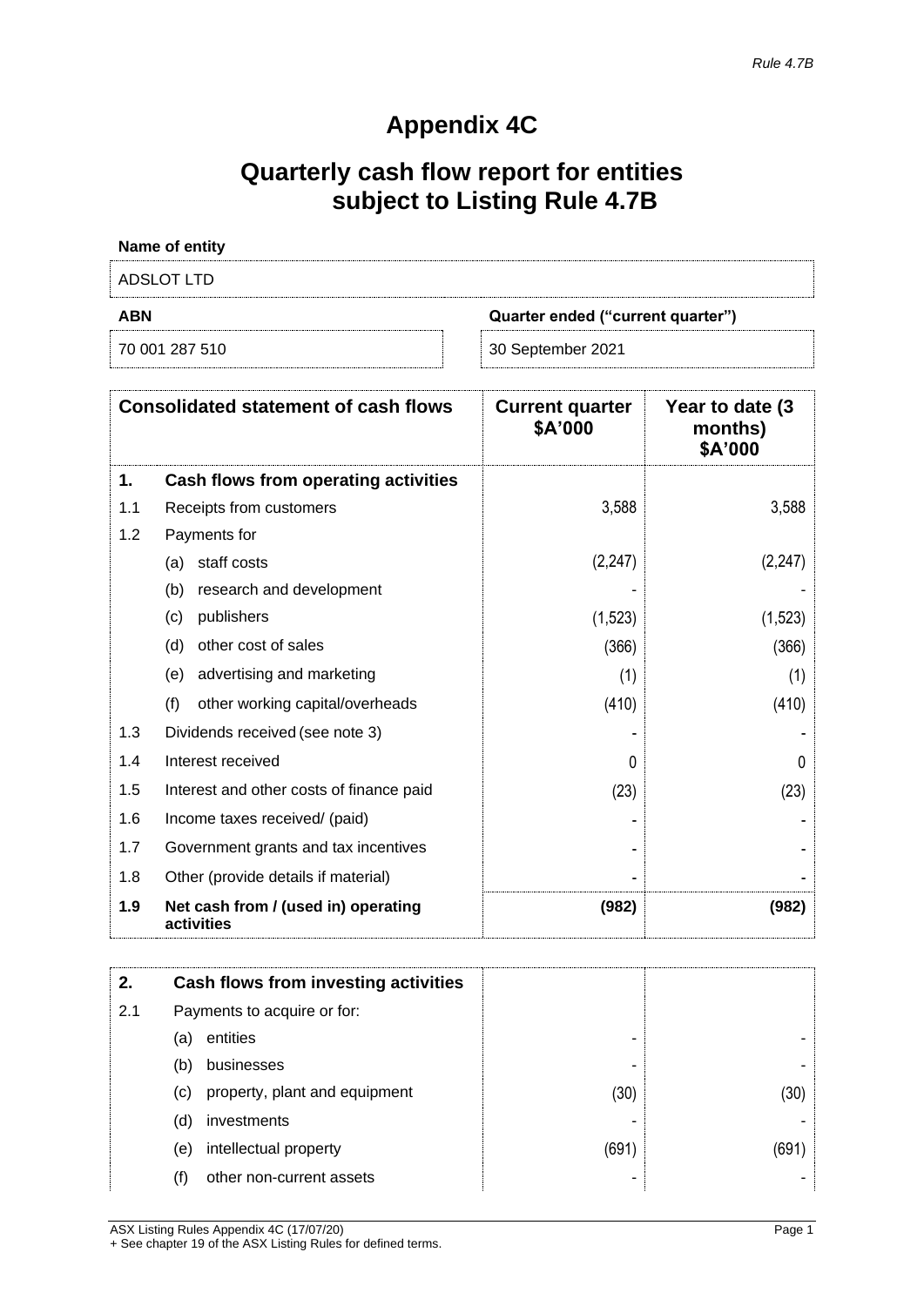*Rule 4.7B*

# Appendix 4C

## Quarterly cash flow report for entities subject to Listing Rule 4.7B

**Name of entity**

ADSLOT LTD

| **ABN** | **Quarter ended ("current quarter")** |
|---|---|
| 70 001 287 510 | 30 September 2021 |

| | **Consolidated statement of cash flows** | **Current quarter $A'000** | **Year to date (3 months) $A'000** |
|---|---|---|---|
| **1.** | **Cash flows from operating activities** | | |
| 1.1 | Receipts from customers | 3,588 | 3,588 |
| 1.2 | Payments for | | |
| | (a) staff costs | (2,247) | (2,247) |
| | (b) research and development | - | - |
| | (c) publishers | (1,523) | (1,523) |
| | (d) other cost of sales | (366) | (366) |
| | (e) advertising and marketing | (1) | (1) |
| | (f) other working capital/overheads | (410) | (410) |
| 1.3 | Dividends received (see note 3) | - | - |
| 1.4 | Interest received | 0 | 0 |
| 1.5 | Interest and other costs of finance paid | (23) | (23) |
| 1.6 | Income taxes received/ (paid) | - | - |
| 1.7 | Government grants and tax incentives | - | - |
| 1.8 | Other (provide details if material) | - | - |
| **1.9** | **Net cash from / (used in) operating activities** | **(982)** | **(982)** |

| | | | |
|---|---|---|---|
| **2.** | **Cash flows from investing activities** | | |
| 2.1 | Payments to acquire or for: | | |
| | (a) entities | - | - |
| | (b) businesses | - | - |
| | (c) property, plant and equipment | (30) | (30) |
| | (d) investments | - | - |
| | (e) intellectual property | (691) | (691) |
| | (f) other non-current assets | - | - |

ASX Listing Rules Appendix 4C (17/07/20)
+ See chapter 19 of the ASX Listing Rules for defined terms.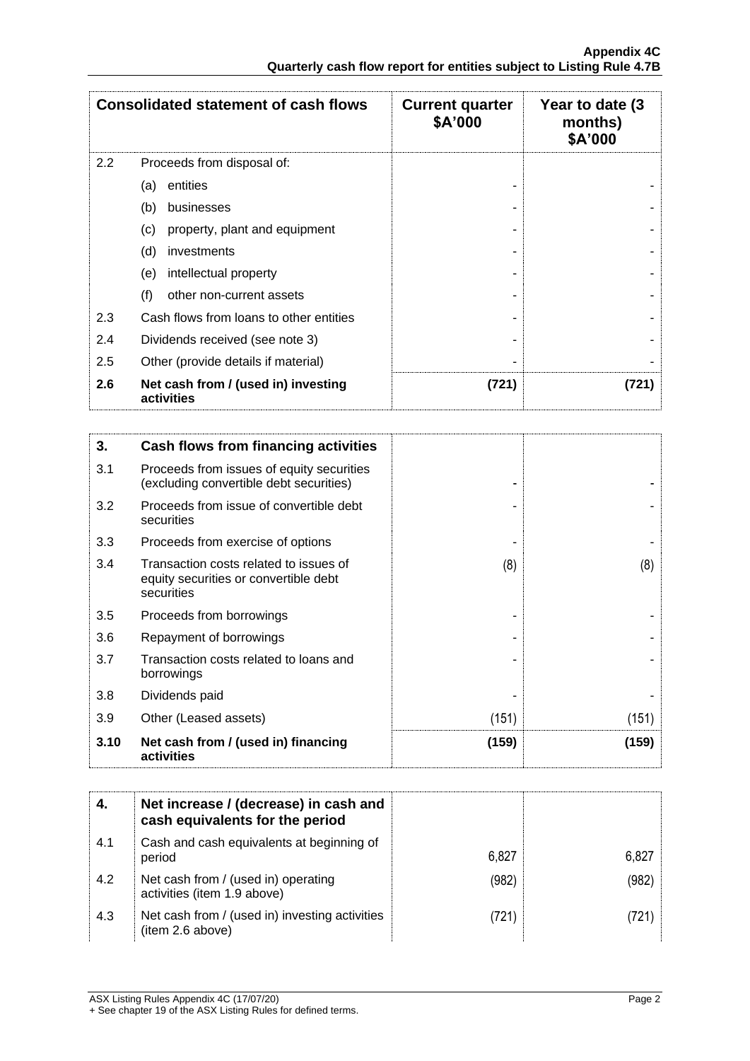| Consolidated statement of cash flows | | Current quarter $A'000 | Year to date (3 months) $A'000 |
|---|---|---|---|
| 2.2 | Proceeds from disposal of: | | |
| | (a) entities | - | - |
| | (b) businesses | - | - |
| | (c) property, plant and equipment | - | - |
| | (d) investments | - | - |
| | (e) intellectual property | - | - |
| | (f) other non-current assets | - | - |
| 2.3 | Cash flows from loans to other entities | - | - |
| 2.4 | Dividends received (see note 3) | - | - |
| 2.5 | Other (provide details if material) | - | - |
| **2.6** | **Net cash from / (used in) investing activities** | **(721)** | **(721)** |

| **3.** | **Cash flows from financing activities** | | |
|---|---|---|---|
| 3.1 | Proceeds from issues of equity securities (excluding convertible debt securities) | - | - |
| 3.2 | Proceeds from issue of convertible debt securities | - | - |
| 3.3 | Proceeds from exercise of options | - | - |
| 3.4 | Transaction costs related to issues of equity securities or convertible debt securities | (8) | (8) |
| 3.5 | Proceeds from borrowings | - | - |
| 3.6 | Repayment of borrowings | - | - |
| 3.7 | Transaction costs related to loans and borrowings | - | - |
| 3.8 | Dividends paid | - | - |
| 3.9 | Other (Leased assets) | (151) | (151) |
| **3.10** | **Net cash from / (used in) financing activities** | **(159)** | **(159)** |

| **4.** | **Net increase / (decrease) in cash and cash equivalents for the period** | | |
|---|---|---|---|
| 4.1 | Cash and cash equivalents at beginning of period | 6,827 | 6,827 |
| 4.2 | Net cash from / (used in) operating activities (item 1.9 above) | (982) | (982) |
| 4.3 | Net cash from / (used in) investing activities (item 2.6 above) | (721) | (721) |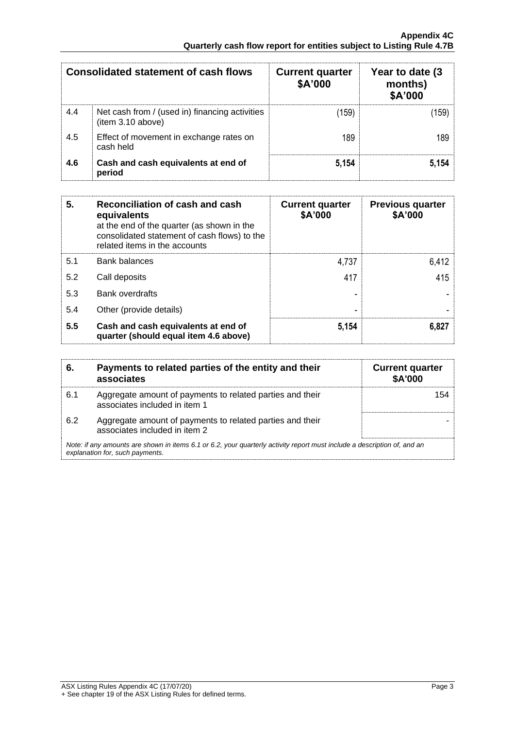| Consolidated statement of cash flows | | Current quarter \$A'000 | Year to date (3 months) \$A'000 |
|---|---|---|---|
| 4.4 | Net cash from / (used in) financing activities (item 3.10 above) | (159) | (159) |
| 4.5 | Effect of movement in exchange rates on cash held | 189 | 189 |
| **4.6** | **Cash and cash equivalents at end of period** | **5,154** | **5,154** |

| **5.** | **Reconciliation of cash and cash equivalents** at the end of the quarter (as shown in the consolidated statement of cash flows) to the related items in the accounts | **Current quarter \$A'000** | **Previous quarter \$A'000** |
|---|---|---|---|
| 5.1 | Bank balances | 4,737 | 6,412 |
| 5.2 | Call deposits | 417 | 415 |
| 5.3 | Bank overdrafts | - | - |
| 5.4 | Other (provide details) | - | - |
| **5.5** | **Cash and cash equivalents at end of quarter (should equal item 4.6 above)** | **5,154** | **6,827** |

| **6.** | **Payments to related parties of the entity and their associates** | **Current quarter \$A'000** |
|---|---|---|
| 6.1 | Aggregate amount of payments to related parties and their associates included in item 1 | 154 |
| 6.2 | Aggregate amount of payments to related parties and their associates included in item 2 | - |

*Note: if any amounts are shown in items 6.1 or 6.2, your quarterly activity report must include a description of, and an explanation for, such payments.*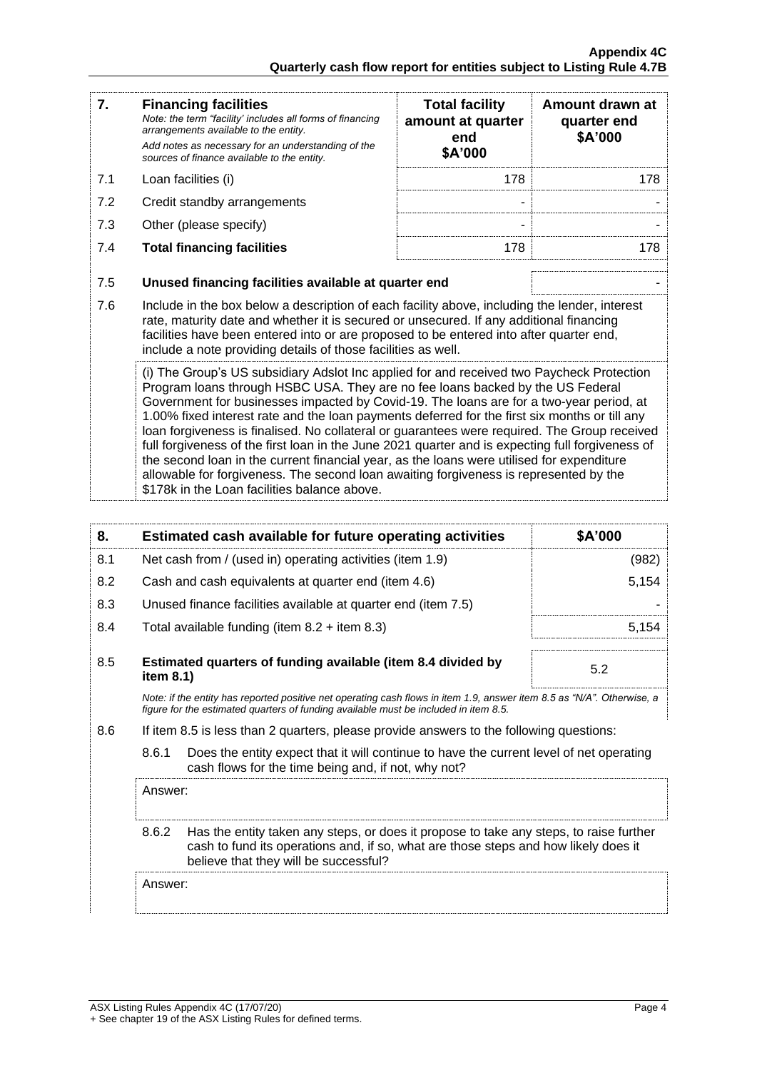| 7. | **Financing facilities**<br>*Note: the term "facility' includes all forms of financing arrangements available to the entity.*<br>*Add notes as necessary for an understanding of the sources of finance available to the entity.* | **Total facility amount at quarter end \$A'000** | **Amount drawn at quarter end \$A'000** |
|---|---|---|---|
| 7.1 | Loan facilities (i) | 178 | 178 |
| 7.2 | Credit standby arrangements | - | - |
| 7.3 | Other (please specify) | - | - |
| 7.4 | **Total financing facilities** | 178 | 178 |

| | | |
|---|---|---|
| 7.5 | **Unused financing facilities available at quarter end** | - |

7.6 Include in the box below a description of each facility above, including the lender, interest rate, maturity date and whether it is secured or unsecured. If any additional financing facilities have been entered into or are proposed to be entered into after quarter end, include a note providing details of those facilities as well.

(i) The Group's US subsidiary Adslot Inc applied for and received two Paycheck Protection Program loans through HSBC USA. They are no fee loans backed by the US Federal Government for businesses impacted by Covid-19. The loans are for a two-year period, at 1.00% fixed interest rate and the loan payments deferred for the first six months or till any loan forgiveness is finalised. No collateral or guarantees were required. The Group received full forgiveness of the first loan in the June 2021 quarter and is expecting full forgiveness of the second loan in the current financial year, as the loans were utilised for expenditure allowable for forgiveness. The second loan awaiting forgiveness is represented by the \$178k in the Loan facilities balance above.

| 8. | **Estimated cash available for future operating activities** | **\$A'000** |
|---|---|---|
| 8.1 | Net cash from / (used in) operating activities (item 1.9) | (982) |
| 8.2 | Cash and cash equivalents at quarter end (item 4.6) | 5,154 |
| 8.3 | Unused finance facilities available at quarter end (item 7.5) | - |
| 8.4 | Total available funding (item 8.2 + item 8.3) | 5,154 |
| 8.5 | **Estimated quarters of funding available (item 8.4 divided by item 8.1)** | 5.2 |

*Note: if the entity has reported positive net operating cash flows in item 1.9, answer item 8.5 as "N/A". Otherwise, a figure for the estimated quarters of funding available must be included in item 8.5.*

8.6 If item 8.5 is less than 2 quarters, please provide answers to the following questions:

8.6.1 Does the entity expect that it will continue to have the current level of net operating cash flows for the time being and, if not, why not?

Answer:

8.6.2 Has the entity taken any steps, or does it propose to take any steps, to raise further cash to fund its operations and, if so, what are those steps and how likely does it believe that they will be successful?

Answer: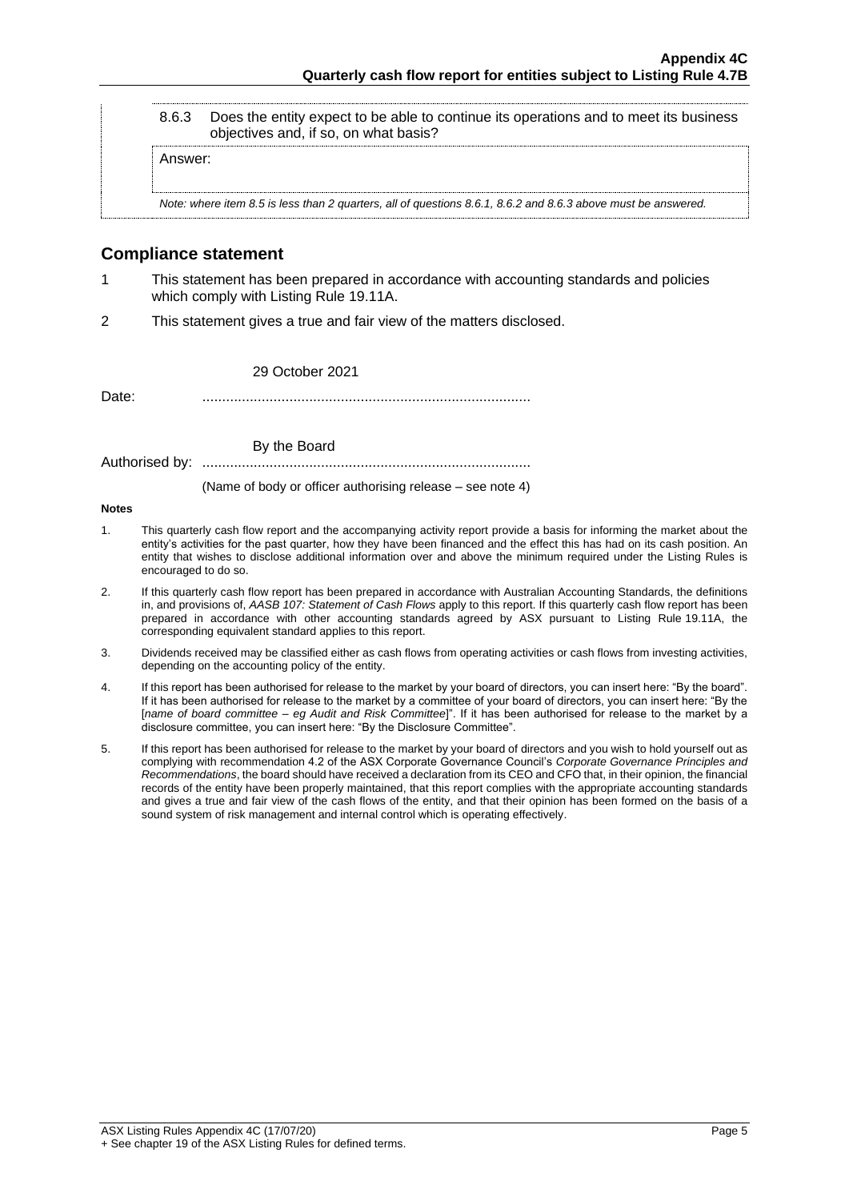8.6.3 Does the entity expect to be able to continue its operations and to meet its business objectives and, if so, on what basis?

Answer:

*Note: where item 8.5 is less than 2 quarters, all of questions 8.6.1, 8.6.2 and 8.6.3 above must be answered.*

## Compliance statement

1. This statement has been prepared in accordance with accounting standards and policies which comply with Listing Rule 19.11A.
2. This statement gives a true and fair view of the matters disclosed.

Date: 29 October 2021

Authorised by: By the Board

(Name of body or officer authorising release – see note 4)

**Notes**

1. This quarterly cash flow report and the accompanying activity report provide a basis for informing the market about the entity's activities for the past quarter, how they have been financed and the effect this has had on its cash position. An entity that wishes to disclose additional information over and above the minimum required under the Listing Rules is encouraged to do so.
2. If this quarterly cash flow report has been prepared in accordance with Australian Accounting Standards, the definitions in, and provisions of, *AASB 107: Statement of Cash Flows* apply to this report. If this quarterly cash flow report has been prepared in accordance with other accounting standards agreed by ASX pursuant to Listing Rule 19.11A, the corresponding equivalent standard applies to this report.
3. Dividends received may be classified either as cash flows from operating activities or cash flows from investing activities, depending on the accounting policy of the entity.
4. If this report has been authorised for release to the market by your board of directors, you can insert here: "By the board". If it has been authorised for release to the market by a committee of your board of directors, you can insert here: "By the [*name of board committee – eg Audit and Risk Committee*]". If it has been authorised for release to the market by a disclosure committee, you can insert here: "By the Disclosure Committee".
5. If this report has been authorised for release to the market by your board of directors and you wish to hold yourself out as complying with recommendation 4.2 of the ASX Corporate Governance Council's *Corporate Governance Principles and Recommendations*, the board should have received a declaration from its CEO and CFO that, in their opinion, the financial records of the entity have been properly maintained, that this report complies with the appropriate accounting standards and gives a true and fair view of the cash flows of the entity, and that their opinion has been formed on the basis of a sound system of risk management and internal control which is operating effectively.